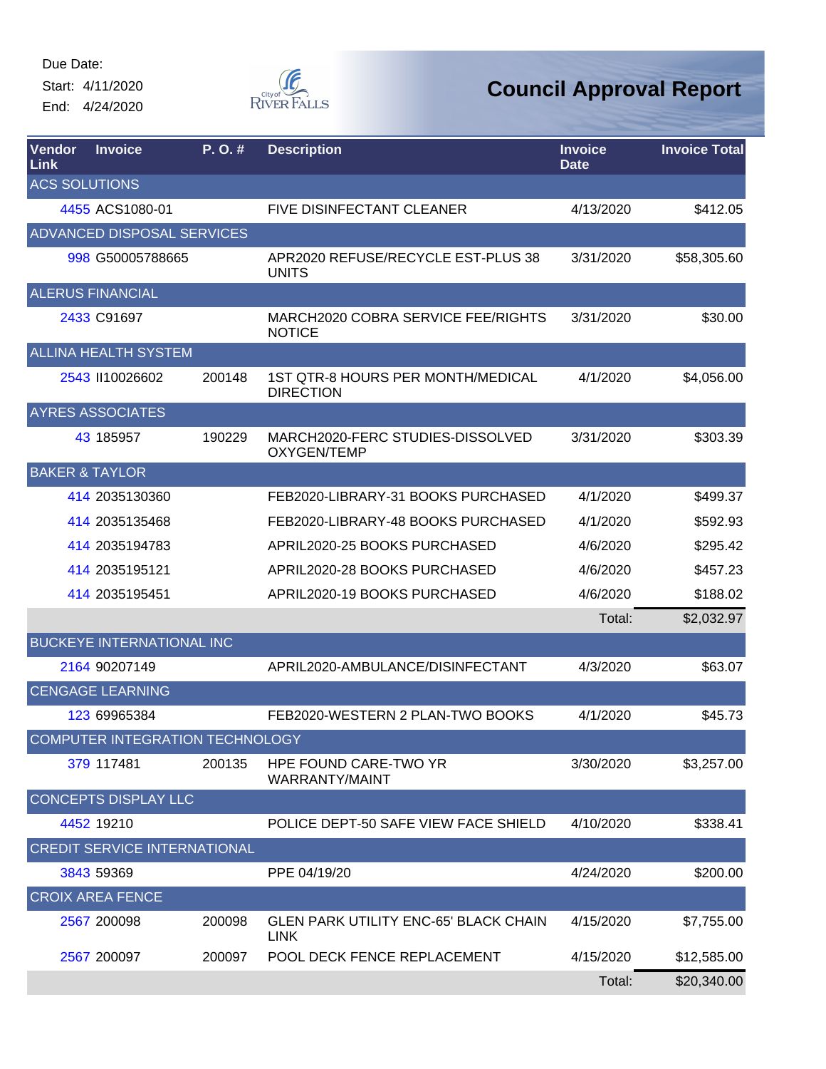Due Date:

Start: 4/11/2020

End: 4/24/2020

# Council Approval Report

| Vendor Link | Invoice | P. O. # | Description | Invoice Date | Invoice Total |
|---|---|---|---|---|---|
| ACS SOLUTIONS | | | | | |
| 4455 | ACS1080-01 | | FIVE DISINFECTANT CLEANER | 4/13/2020 | $412.05 |
| ADVANCED DISPOSAL SERVICES | | | | | |
| 998 | G50005788665 | | APR2020 REFUSE/RECYCLE EST-PLUS 38 UNITS | 3/31/2020 | $58,305.60 |
| ALERUS FINANCIAL | | | | | |
| 2433 | C91697 | | MARCH2020 COBRA SERVICE FEE/RIGHTS NOTICE | 3/31/2020 | $30.00 |
| ALLINA HEALTH SYSTEM | | | | | |
| 2543 | II10026602 | 200148 | 1ST QTR-8 HOURS PER MONTH/MEDICAL DIRECTION | 4/1/2020 | $4,056.00 |
| AYRES ASSOCIATES | | | | | |
| 43 | 185957 | 190229 | MARCH2020-FERC STUDIES-DISSOLVED OXYGEN/TEMP | 3/31/2020 | $303.39 |
| BAKER & TAYLOR | | | | | |
| 414 | 2035130360 | | FEB2020-LIBRARY-31 BOOKS PURCHASED | 4/1/2020 | $499.37 |
| 414 | 2035135468 | | FEB2020-LIBRARY-48 BOOKS PURCHASED | 4/1/2020 | $592.93 |
| 414 | 2035194783 | | APRIL2020-25 BOOKS PURCHASED | 4/6/2020 | $295.42 |
| 414 | 2035195121 | | APRIL2020-28 BOOKS PURCHASED | 4/6/2020 | $457.23 |
| 414 | 2035195451 | | APRIL2020-19 BOOKS PURCHASED | 4/6/2020 | $188.02 |
| | | | | Total: | $2,032.97 |
| BUCKEYE INTERNATIONAL INC | | | | | |
| 2164 | 90207149 | | APRIL2020-AMBULANCE/DISINFECTANT | 4/3/2020 | $63.07 |
| CENGAGE LEARNING | | | | | |
| 123 | 69965384 | | FEB2020-WESTERN 2 PLAN-TWO BOOKS | 4/1/2020 | $45.73 |
| COMPUTER INTEGRATION TECHNOLOGY | | | | | |
| 379 | 117481 | 200135 | HPE FOUND CARE-TWO YR WARRANTY/MAINT | 3/30/2020 | $3,257.00 |
| CONCEPTS DISPLAY LLC | | | | | |
| 4452 | 19210 | | POLICE DEPT-50 SAFE VIEW FACE SHIELD | 4/10/2020 | $338.41 |
| CREDIT SERVICE INTERNATIONAL | | | | | |
| 3843 | 59369 | | PPE 04/19/20 | 4/24/2020 | $200.00 |
| CROIX AREA FENCE | | | | | |
| 2567 | 200098 | 200098 | GLEN PARK UTILITY ENC-65' BLACK CHAIN LINK | 4/15/2020 | $7,755.00 |
| 2567 | 200097 | 200097 | POOL DECK FENCE REPLACEMENT | 4/15/2020 | $12,585.00 |
| | | | | Total: | $20,340.00 |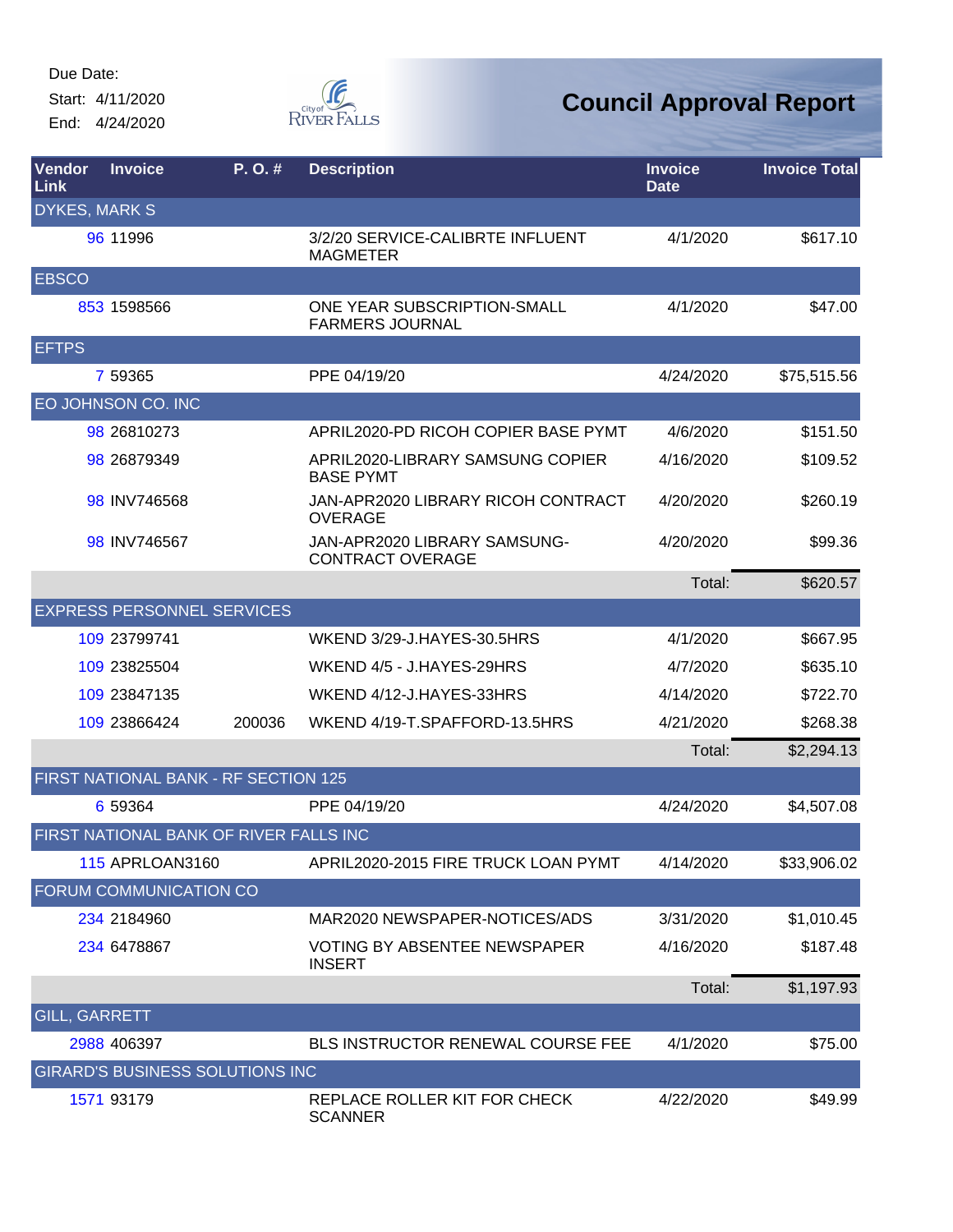Due Date:
Start: 4/11/2020
End: 4/24/2020

# Council Approval Report

| Vendor Link | Invoice | P. O. # | Description | Invoice Date | Invoice Total |
|---|---|---|---|---|---|
| DYKES, MARK S | | | | | |
| 96 | 11996 | | 3/2/20 SERVICE-CALIBRTE INFLUENT MAGMETER | 4/1/2020 | $617.10 |
| EBSCO | | | | | |
| 853 | 1598566 | | ONE YEAR SUBSCRIPTION-SMALL FARMERS JOURNAL | 4/1/2020 | $47.00 |
| EFTPS | | | | | |
| 7 | 59365 | | PPE 04/19/20 | 4/24/2020 | $75,515.56 |
| EO JOHNSON CO. INC | | | | | |
| 98 | 26810273 | | APRIL2020-PD RICOH COPIER BASE PYMT | 4/6/2020 | $151.50 |
| 98 | 26879349 | | APRIL2020-LIBRARY SAMSUNG COPIER BASE PYMT | 4/16/2020 | $109.52 |
| 98 | INV746568 | | JAN-APR2020 LIBRARY RICOH CONTRACT OVERAGE | 4/20/2020 | $260.19 |
| 98 | INV746567 | | JAN-APR2020 LIBRARY SAMSUNG-CONTRACT OVERAGE | 4/20/2020 | $99.36 |
| | | | | Total: | $620.57 |
| EXPRESS PERSONNEL SERVICES | | | | | |
| 109 | 23799741 | | WKEND 3/29-J.HAYES-30.5HRS | 4/1/2020 | $667.95 |
| 109 | 23825504 | | WKEND 4/5 - J.HAYES-29HRS | 4/7/2020 | $635.10 |
| 109 | 23847135 | | WKEND 4/12-J.HAYES-33HRS | 4/14/2020 | $722.70 |
| 109 | 23866424 | 200036 | WKEND 4/19-T.SPAFFORD-13.5HRS | 4/21/2020 | $268.38 |
| | | | | Total: | $2,294.13 |
| FIRST NATIONAL BANK - RF SECTION 125 | | | | | |
| 6 | 59364 | | PPE 04/19/20 | 4/24/2020 | $4,507.08 |
| FIRST NATIONAL BANK OF RIVER FALLS INC | | | | | |
| 115 | APRLOAN3160 | | APRIL2020-2015 FIRE TRUCK LOAN PYMT | 4/14/2020 | $33,906.02 |
| FORUM COMMUNICATION CO | | | | | |
| 234 | 2184960 | | MAR2020 NEWSPAPER-NOTICES/ADS | 3/31/2020 | $1,010.45 |
| 234 | 6478867 | | VOTING BY ABSENTEE NEWSPAPER INSERT | 4/16/2020 | $187.48 |
| | | | | Total: | $1,197.93 |
| GILL, GARRETT | | | | | |
| 2988 | 406397 | | BLS INSTRUCTOR RENEWAL COURSE FEE | 4/1/2020 | $75.00 |
| GIRARD'S BUSINESS SOLUTIONS INC | | | | | |
| 1571 | 93179 | | REPLACE ROLLER KIT FOR CHECK SCANNER | 4/22/2020 | $49.99 |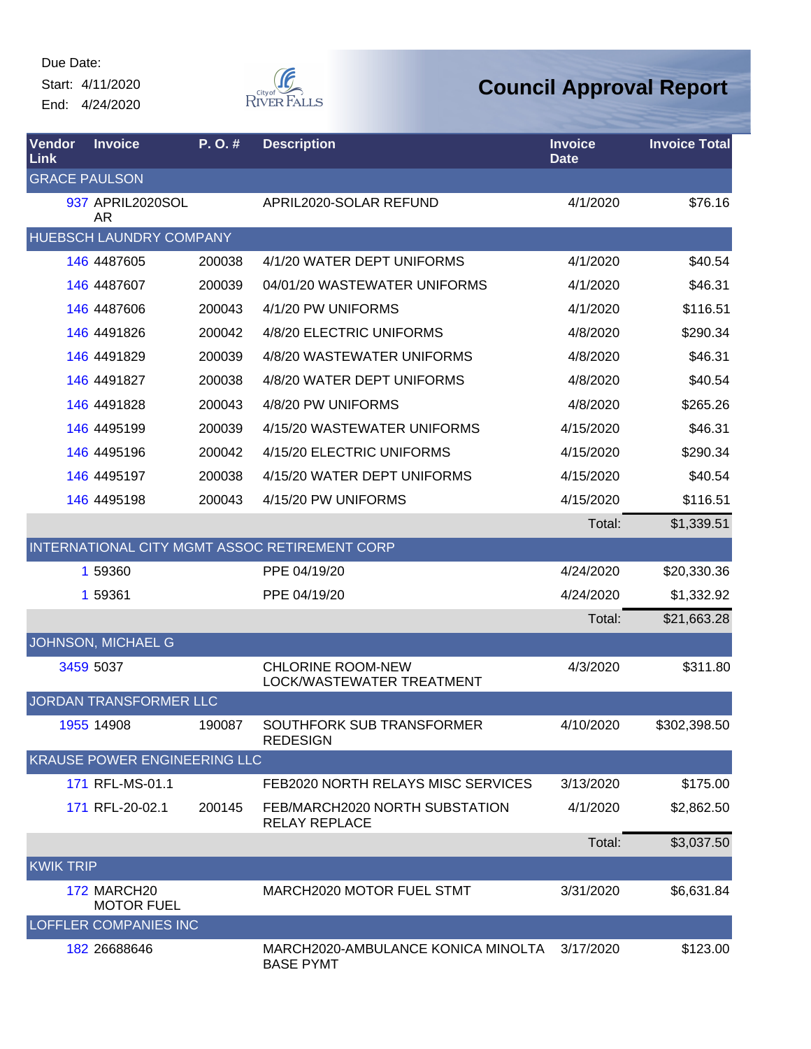Due Date:
Start: 4/11/2020
End: 4/24/2020

City of River Falls

# Council Approval Report

| Vendor Link | Invoice | P. O. # | Description | Invoice Date | Invoice Total |
|---|---|---|---|---|---|
| GRACE PAULSON | | | | | |
| 937 | APRIL2020SOLAR | | APRIL2020-SOLAR REFUND | 4/1/2020 | $76.16 |
| HUEBSCH LAUNDRY COMPANY | | | | | |
| 146 | 4487605 | 200038 | 4/1/20 WATER DEPT UNIFORMS | 4/1/2020 | $40.54 |
| 146 | 4487607 | 200039 | 04/01/20 WASTEWATER UNIFORMS | 4/1/2020 | $46.31 |
| 146 | 4487606 | 200043 | 4/1/20 PW UNIFORMS | 4/1/2020 | $116.51 |
| 146 | 4491826 | 200042 | 4/8/20 ELECTRIC UNIFORMS | 4/8/2020 | $290.34 |
| 146 | 4491829 | 200039 | 4/8/20 WASTEWATER UNIFORMS | 4/8/2020 | $46.31 |
| 146 | 4491827 | 200038 | 4/8/20 WATER DEPT UNIFORMS | 4/8/2020 | $40.54 |
| 146 | 4491828 | 200043 | 4/8/20 PW UNIFORMS | 4/8/2020 | $265.26 |
| 146 | 4495199 | 200039 | 4/15/20 WASTEWATER UNIFORMS | 4/15/2020 | $46.31 |
| 146 | 4495196 | 200042 | 4/15/20 ELECTRIC UNIFORMS | 4/15/2020 | $290.34 |
| 146 | 4495197 | 200038 | 4/15/20 WATER DEPT UNIFORMS | 4/15/2020 | $40.54 |
| 146 | 4495198 | 200043 | 4/15/20 PW UNIFORMS | 4/15/2020 | $116.51 |
| | | | | Total: | $1,339.51 |
| INTERNATIONAL CITY MGMT ASSOC RETIREMENT CORP | | | | | |
| 1 | 59360 | | PPE 04/19/20 | 4/24/2020 | $20,330.36 |
| 1 | 59361 | | PPE 04/19/20 | 4/24/2020 | $1,332.92 |
| | | | | Total: | $21,663.28 |
| JOHNSON, MICHAEL G | | | | | |
| 3459 | 5037 | | CHLORINE ROOM-NEW LOCK/WASTEWATER TREATMENT | 4/3/2020 | $311.80 |
| JORDAN TRANSFORMER LLC | | | | | |
| 1955 | 14908 | 190087 | SOUTHFORK SUB TRANSFORMER REDESIGN | 4/10/2020 | $302,398.50 |
| KRAUSE POWER ENGINEERING LLC | | | | | |
| 171 | RFL-MS-01.1 | | FEB2020 NORTH RELAYS MISC SERVICES | 3/13/2020 | $175.00 |
| 171 | RFL-20-02.1 | 200145 | FEB/MARCH2020 NORTH SUBSTATION RELAY REPLACE | 4/1/2020 | $2,862.50 |
| | | | | Total: | $3,037.50 |
| KWIK TRIP | | | | | |
| 172 | MARCH20 MOTOR FUEL | | MARCH2020 MOTOR FUEL STMT | 3/31/2020 | $6,631.84 |
| LOFFLER COMPANIES INC | | | | | |
| 182 | 26688646 | | MARCH2020-AMBULANCE KONICA MINOLTA BASE PYMT | 3/17/2020 | $123.00 |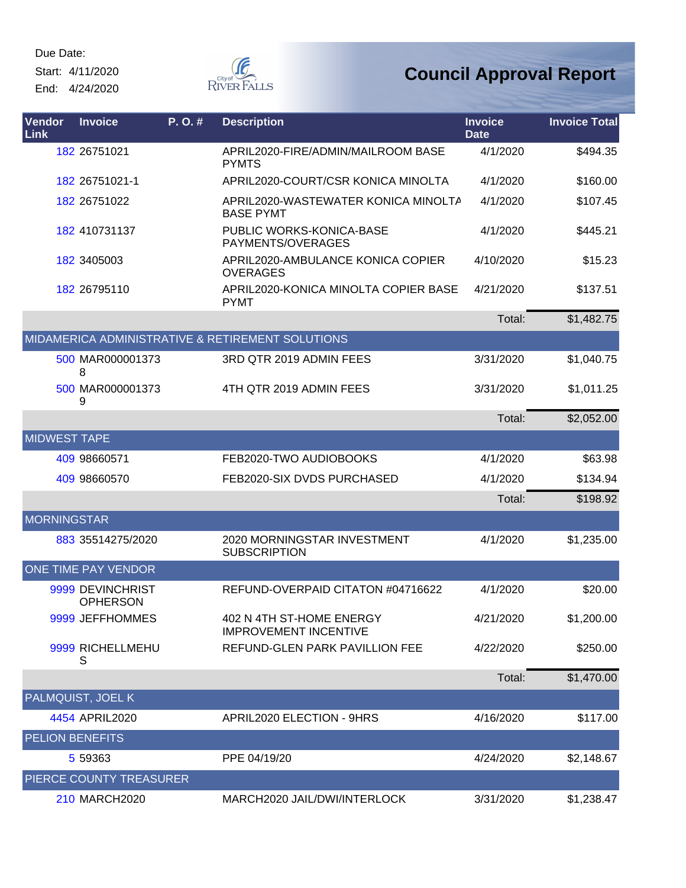Due Date:

Start: 4/11/2020

End: 4/24/2020

# Council Approval Report

| Vendor Link | Invoice | P. O. # | Description | Invoice Date | Invoice Total |
|---|---|---|---|---|---|
| 182 | 26751021 | | APRIL2020-FIRE/ADMIN/MAILROOM BASE PYMTS | 4/1/2020 | $494.35 |
| 182 | 26751021-1 | | APRIL2020-COURT/CSR KONICA MINOLTA | 4/1/2020 | $160.00 |
| 182 | 26751022 | | APRIL2020-WASTEWATER KONICA MINOLTA BASE PYMT | 4/1/2020 | $107.45 |
| 182 | 410731137 | | PUBLIC WORKS-KONICA-BASE PAYMENTS/OVERAGES | 4/1/2020 | $445.21 |
| 182 | 3405003 | | APRIL2020-AMBULANCE KONICA COPIER OVERAGES | 4/10/2020 | $15.23 |
| 182 | 26795110 | | APRIL2020-KONICA MINOLTA COPIER BASE PYMT | 4/21/2020 | $137.51 |
| | | | | Total: | $1,482.75 |
| MIDAMERICA ADMINISTRATIVE & RETIREMENT SOLUTIONS | | | | | |
| 500 | MAR0000013738 | | 3RD QTR 2019 ADMIN FEES | 3/31/2020 | $1,040.75 |
| 500 | MAR0000013739 | | 4TH QTR 2019 ADMIN FEES | 3/31/2020 | $1,011.25 |
| | | | | Total: | $2,052.00 |
| MIDWEST TAPE | | | | | |
| 409 | 98660571 | | FEB2020-TWO AUDIOBOOKS | 4/1/2020 | $63.98 |
| 409 | 98660570 | | FEB2020-SIX DVDS PURCHASED | 4/1/2020 | $134.94 |
| | | | | Total: | $198.92 |
| MORNINGSTAR | | | | | |
| 883 | 35514275/2020 | | 2020 MORNINGSTAR INVESTMENT SUBSCRIPTION | 4/1/2020 | $1,235.00 |
| ONE TIME PAY VENDOR | | | | | |
| 9999 | DEVINCHRISTOPHERSON | | REFUND-OVERPAID CITATON #04716622 | 4/1/2020 | $20.00 |
| 9999 | JEFFHOMMES | | 402 N 4TH ST-HOME ENERGY IMPROVEMENT INCENTIVE | 4/21/2020 | $1,200.00 |
| 9999 | RICHELLMEHUS | | REFUND-GLEN PARK PAVILLION FEE | 4/22/2020 | $250.00 |
| | | | | Total: | $1,470.00 |
| PALMQUIST, JOEL K | | | | | |
| 4454 | APRIL2020 | | APRIL2020 ELECTION - 9HRS | 4/16/2020 | $117.00 |
| PELION BENEFITS | | | | | |
| 5 | 59363 | | PPE 04/19/20 | 4/24/2020 | $2,148.67 |
| PIERCE COUNTY TREASURER | | | | | |
| 210 | MARCH2020 | | MARCH2020 JAIL/DWI/INTERLOCK | 3/31/2020 | $1,238.47 |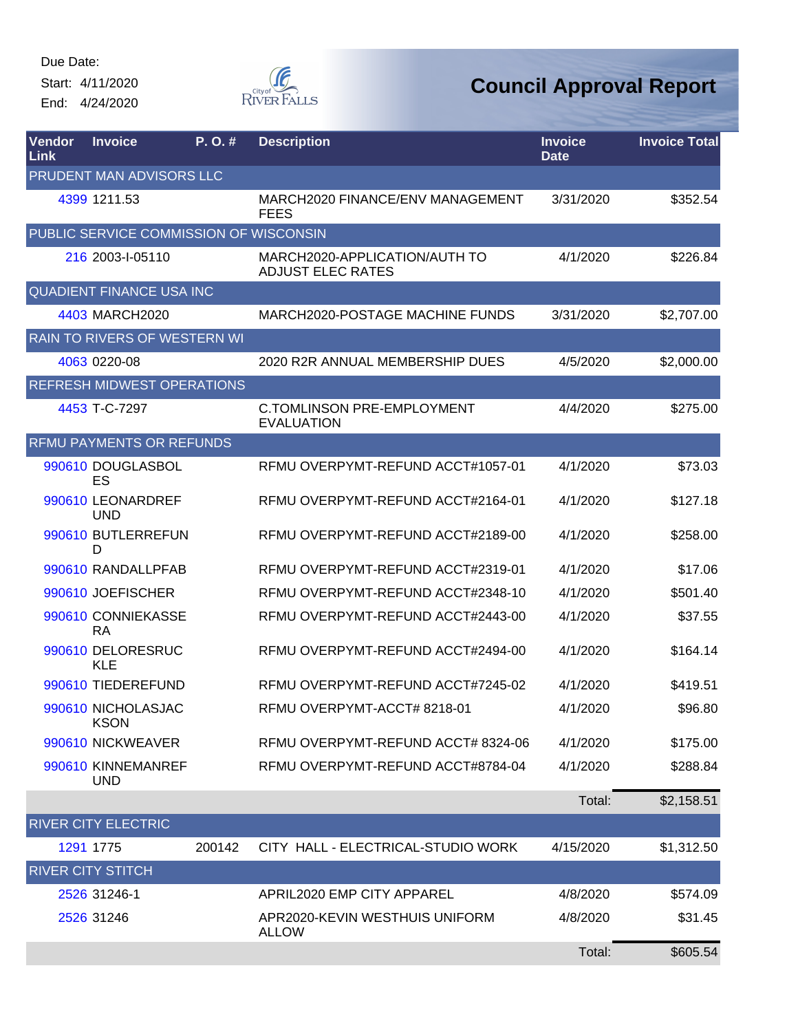Due Date:
Start: 4/11/2020
End: 4/24/2020

# Council Approval Report

| Vendor Link | Invoice | P. O. # | Description | Invoice Date | Invoice Total |
|---|---|---|---|---|---|
| PRUDENT MAN ADVISORS LLC | | | | | |
| 4399 | 1211.53 | | MARCH2020 FINANCE/ENV MANAGEMENT FEES | 3/31/2020 | $352.54 |
| PUBLIC SERVICE COMMISSION OF WISCONSIN | | | | | |
| 216 | 2003-I-05110 | | MARCH2020-APPLICATION/AUTH TO ADJUST ELEC RATES | 4/1/2020 | $226.84 |
| QUADIENT FINANCE USA INC | | | | | |
| 4403 | MARCH2020 | | MARCH2020-POSTAGE MACHINE FUNDS | 3/31/2020 | $2,707.00 |
| RAIN TO RIVERS OF WESTERN WI | | | | | |
| 4063 | 0220-08 | | 2020 R2R ANNUAL MEMBERSHIP DUES | 4/5/2020 | $2,000.00 |
| REFRESH MIDWEST OPERATIONS | | | | | |
| 4453 | T-C-7297 | | C.TOMLINSON PRE-EMPLOYMENT EVALUATION | 4/4/2020 | $275.00 |
| RFMU PAYMENTS OR REFUNDS | | | | | |
| 990610 | DOUGLASBOLES | | RFMU OVERPYMT-REFUND ACCT#1057-01 | 4/1/2020 | $73.03 |
| 990610 | LEONARDREFUND | | RFMU OVERPYMT-REFUND ACCT#2164-01 | 4/1/2020 | $127.18 |
| 990610 | BUTLERREFUND | | RFMU OVERPYMT-REFUND ACCT#2189-00 | 4/1/2020 | $258.00 |
| 990610 | RANDALLPFAB | | RFMU OVERPYMT-REFUND ACCT#2319-01 | 4/1/2020 | $17.06 |
| 990610 | JOEFISCHER | | RFMU OVERPYMT-REFUND ACCT#2348-10 | 4/1/2020 | $501.40 |
| 990610 | CONNIEKASSERA | | RFMU OVERPYMT-REFUND ACCT#2443-00 | 4/1/2020 | $37.55 |
| 990610 | DELORESRUCKLE | | RFMU OVERPYMT-REFUND ACCT#2494-00 | 4/1/2020 | $164.14 |
| 990610 | TIEDEREFUND | | RFMU OVERPYMT-REFUND ACCT#7245-02 | 4/1/2020 | $419.51 |
| 990610 | NICHOLASJACKSON | | RFMU OVERPYMT-ACCT# 8218-01 | 4/1/2020 | $96.80 |
| 990610 | NICKWEAVER | | RFMU OVERPYMT-REFUND ACCT# 8324-06 | 4/1/2020 | $175.00 |
| 990610 | KINNEMANREFUND | | RFMU OVERPYMT-REFUND ACCT#8784-04 | 4/1/2020 | $288.84 |
| | | | | Total: | $2,158.51 |
| RIVER CITY ELECTRIC | | | | | |
| 1291 | 1775 | 200142 | CITY HALL - ELECTRICAL-STUDIO WORK | 4/15/2020 | $1,312.50 |
| RIVER CITY STITCH | | | | | |
| 2526 | 31246-1 | | APRIL2020 EMP CITY APPAREL | 4/8/2020 | $574.09 |
| 2526 | 31246 | | APR2020-KEVIN WESTHUIS UNIFORM ALLOW | 4/8/2020 | $31.45 |
| | | | | Total: | $605.54 |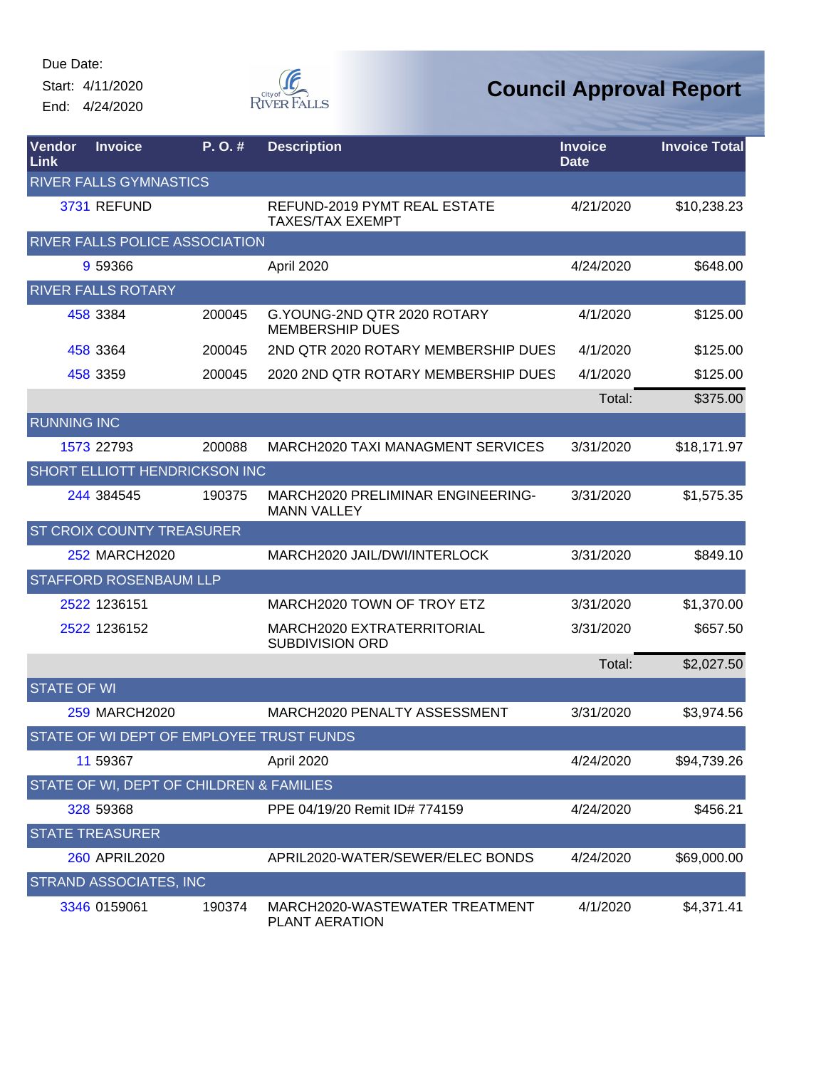Due Date:
Start: 4/11/2020
End: 4/24/2020

# Council Approval Report

| Vendor Link | Invoice | P. O. # | Description | Invoice Date | Invoice Total |
|---|---|---|---|---|---|
| RIVER FALLS GYMNASTICS | | | | | |
| 3731 | REFUND | | REFUND-2019 PYMT REAL ESTATE TAXES/TAX EXEMPT | 4/21/2020 | $10,238.23 |
| RIVER FALLS POLICE ASSOCIATION | | | | | |
| 9 | 59366 | | April 2020 | 4/24/2020 | $648.00 |
| RIVER FALLS ROTARY | | | | | |
| 458 | 3384 | 200045 | G.YOUNG-2ND QTR 2020 ROTARY MEMBERSHIP DUES | 4/1/2020 | $125.00 |
| 458 | 3364 | 200045 | 2ND QTR 2020 ROTARY MEMBERSHIP DUES | 4/1/2020 | $125.00 |
| 458 | 3359 | 200045 | 2020 2ND QTR ROTARY MEMBERSHIP DUES | 4/1/2020 | $125.00 |
| | | | | Total: | $375.00 |
| RUNNING INC | | | | | |
| 1573 | 22793 | 200088 | MARCH2020 TAXI MANAGMENT SERVICES | 3/31/2020 | $18,171.97 |
| SHORT ELLIOTT HENDRICKSON INC | | | | | |
| 244 | 384545 | 190375 | MARCH2020 PRELIMINAR ENGINEERING-MANN VALLEY | 3/31/2020 | $1,575.35 |
| ST CROIX COUNTY TREASURER | | | | | |
| 252 | MARCH2020 | | MARCH2020 JAIL/DWI/INTERLOCK | 3/31/2020 | $849.10 |
| STAFFORD ROSENBAUM LLP | | | | | |
| 2522 | 1236151 | | MARCH2020 TOWN OF TROY ETZ | 3/31/2020 | $1,370.00 |
| 2522 | 1236152 | | MARCH2020 EXTRATERRITORIAL SUBDIVISION ORD | 3/31/2020 | $657.50 |
| | | | | Total: | $2,027.50 |
| STATE OF WI | | | | | |
| 259 | MARCH2020 | | MARCH2020 PENALTY ASSESSMENT | 3/31/2020 | $3,974.56 |
| STATE OF WI DEPT OF EMPLOYEE TRUST FUNDS | | | | | |
| 11 | 59367 | | April 2020 | 4/24/2020 | $94,739.26 |
| STATE OF WI, DEPT OF CHILDREN & FAMILIES | | | | | |
| 328 | 59368 | | PPE 04/19/20 Remit ID# 774159 | 4/24/2020 | $456.21 |
| STATE TREASURER | | | | | |
| 260 | APRIL2020 | | APRIL2020-WATER/SEWER/ELEC BONDS | 4/24/2020 | $69,000.00 |
| STRAND ASSOCIATES, INC | | | | | |
| 3346 | 0159061 | 190374 | MARCH2020-WASTEWATER TREATMENT PLANT AERATION | 4/1/2020 | $4,371.41 |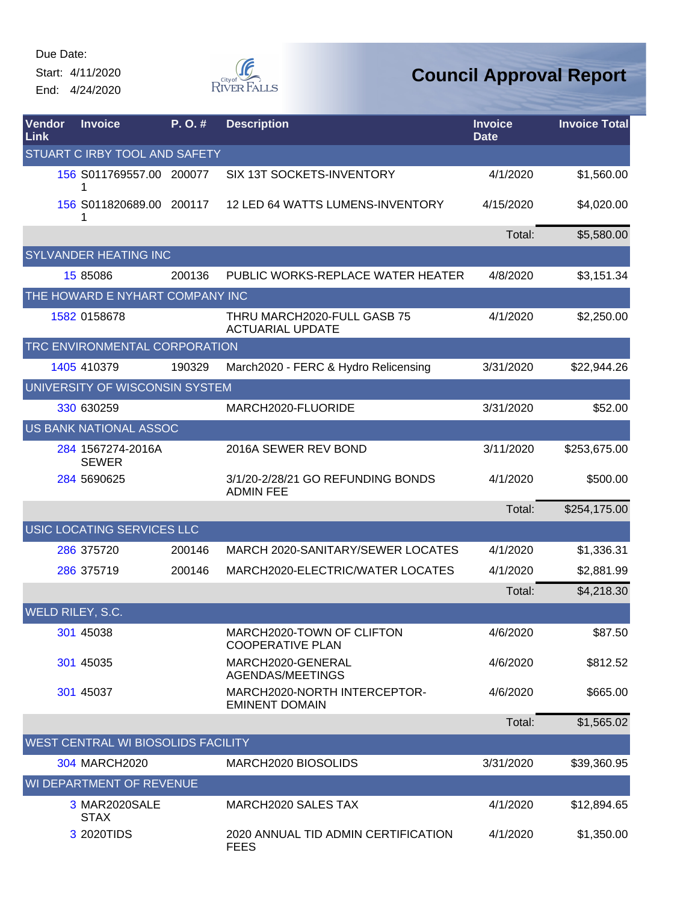Due Date:
Start: 4/11/2020
End: 4/24/2020

# Council Approval Report

| Vendor Link | Invoice | P. O. # | Description | Invoice Date | Invoice Total |
|---|---|---|---|---|---|
| STUART C IRBY TOOL AND SAFETY | | | | | |
| 156 | S011769557.001 | 200077 | SIX 13T SOCKETS-INVENTORY | 4/1/2020 | $1,560.00 |
| 156 | S011820689.001 | 200117 | 12 LED 64 WATTS LUMENS-INVENTORY | 4/15/2020 | $4,020.00 |
| | | | | Total: | $5,580.00 |
| SYLVANDER HEATING INC | | | | | |
| 15 | 85086 | 200136 | PUBLIC WORKS-REPLACE WATER HEATER | 4/8/2020 | $3,151.34 |
| THE HOWARD E NYHART COMPANY INC | | | | | |
| 1582 | 0158678 | | THRU MARCH2020-FULL GASB 75 ACTUARIAL UPDATE | 4/1/2020 | $2,250.00 |
| TRC ENVIRONMENTAL CORPORATION | | | | | |
| 1405 | 410379 | 190329 | March2020 - FERC & Hydro Relicensing | 3/31/2020 | $22,944.26 |
| UNIVERSITY OF WISCONSIN SYSTEM | | | | | |
| 330 | 630259 | | MARCH2020-FLUORIDE | 3/31/2020 | $52.00 |
| US BANK NATIONAL ASSOC | | | | | |
| 284 | 1567274-2016A SEWER | | 2016A SEWER REV BOND | 3/11/2020 | $253,675.00 |
| 284 | 5690625 | | 3/1/20-2/28/21 GO REFUNDING BONDS ADMIN FEE | 4/1/2020 | $500.00 |
| | | | | Total: | $254,175.00 |
| USIC LOCATING SERVICES LLC | | | | | |
| 286 | 375720 | 200146 | MARCH 2020-SANITARY/SEWER LOCATES | 4/1/2020 | $1,336.31 |
| 286 | 375719 | 200146 | MARCH2020-ELECTRIC/WATER LOCATES | 4/1/2020 | $2,881.99 |
| | | | | Total: | $4,218.30 |
| WELD RILEY, S.C. | | | | | |
| 301 | 45038 | | MARCH2020-TOWN OF CLIFTON COOPERATIVE PLAN | 4/6/2020 | $87.50 |
| 301 | 45035 | | MARCH2020-GENERAL AGENDAS/MEETINGS | 4/6/2020 | $812.52 |
| 301 | 45037 | | MARCH2020-NORTH INTERCEPTOR-EMINENT DOMAIN | 4/6/2020 | $665.00 |
| | | | | Total: | $1,565.02 |
| WEST CENTRAL WI BIOSOLIDS FACILITY | | | | | |
| 304 | MARCH2020 | | MARCH2020 BIOSOLIDS | 3/31/2020 | $39,360.95 |
| WI DEPARTMENT OF REVENUE | | | | | |
| 3 | MAR2020SALESTAX | | MARCH2020 SALES TAX | 4/1/2020 | $12,894.65 |
| 3 | 2020TIDS | | 2020 ANNUAL TID ADMIN CERTIFICATION FEES | 4/1/2020 | $1,350.00 |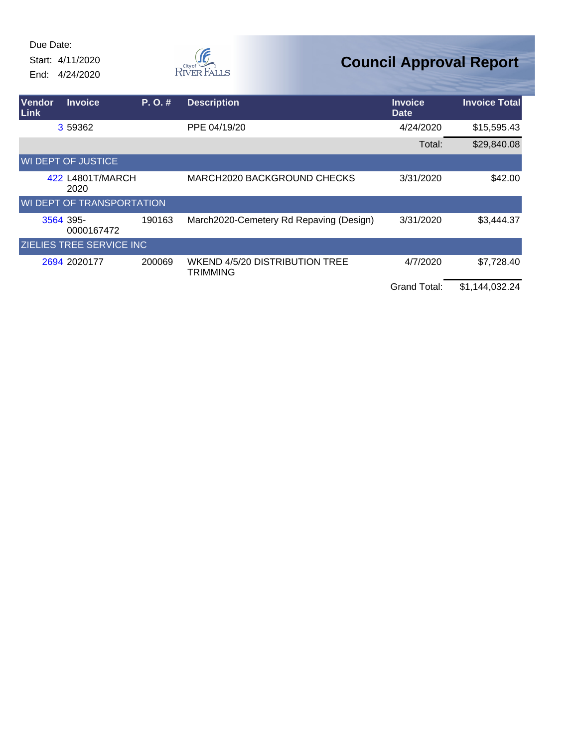Due Date:
Start: 4/11/2020
End: 4/24/2020

# Council Approval Report

| Vendor Link | Invoice | P. O. # | Description | Invoice Date | Invoice Total |
|---|---|---|---|---|---|
| 3 | 59362 | | PPE 04/19/20 | 4/24/2020 | $15,595.43 |
| | | | | Total: | $29,840.08 |
| WI DEPT OF JUSTICE | | | | | |
| 422 | L4801T/MARCH 2020 | | MARCH2020 BACKGROUND CHECKS | 3/31/2020 | $42.00 |
| WI DEPT OF TRANSPORTATION | | | | | |
| 3564 | 395-0000167472 | 190163 | March2020-Cemetery Rd Repaving (Design) | 3/31/2020 | $3,444.37 |
| ZIELIES TREE SERVICE INC | | | | | |
| 2694 | 2020177 | 200069 | WKEND 4/5/20 DISTRIBUTION TREE TRIMMING | 4/7/2020 | $7,728.40 |
| | | | | Grand Total: | $1,144,032.24 |